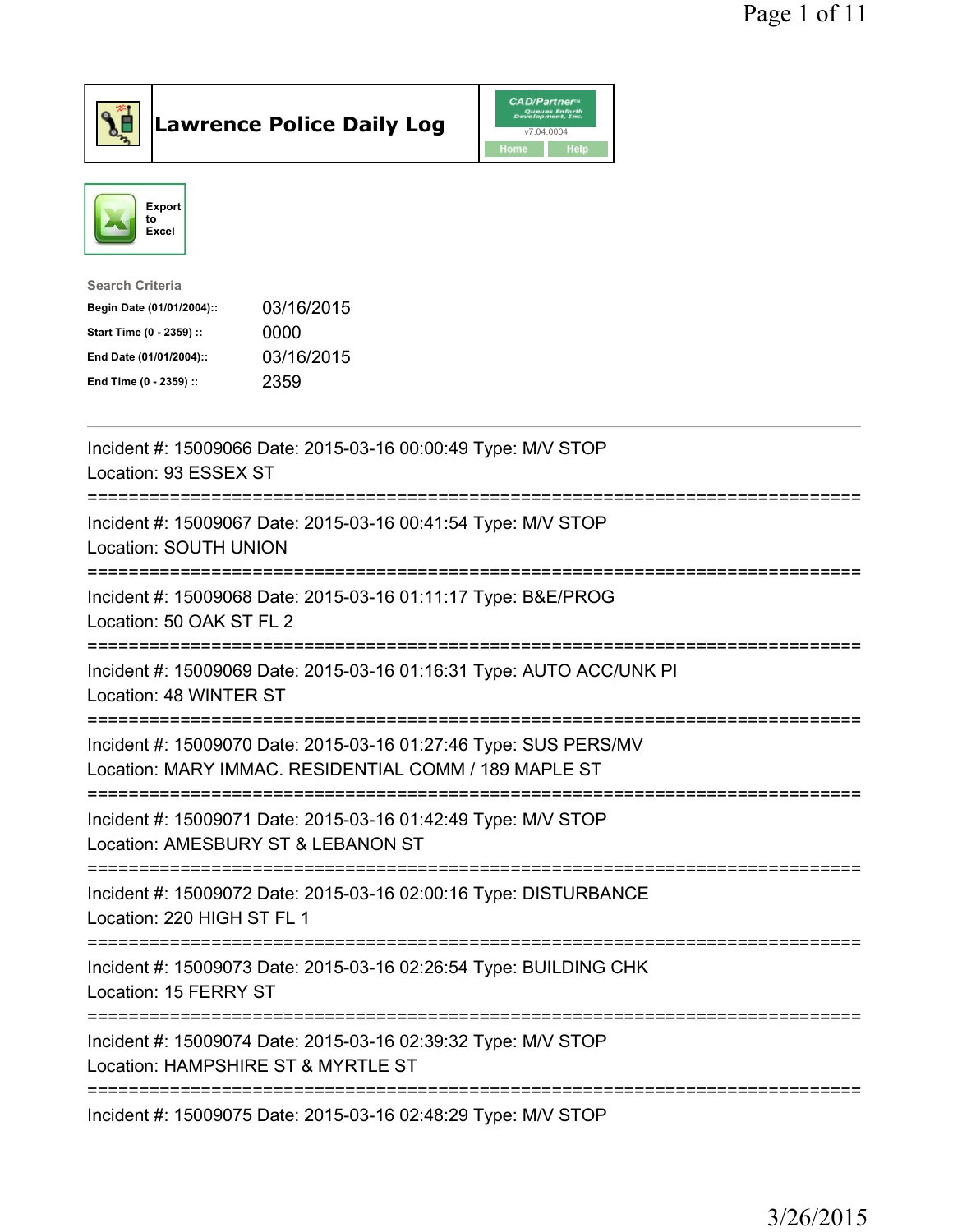# Lawrence Police Daily Log

CAD/Partner v7.04.0004

Home Help

Export to Excel

Search Criteria

| | |
|---|---|
| **Begin Date (01/01/2004)::** | 03/16/2015 |
| **Start Time (0 - 2359) ::** | 0000 |
| **End Date (01/01/2004)::** | 03/16/2015 |
| **End Time (0 - 2359) ::** | 2359 |

---

Incident #: 15009066 Date: 2015-03-16 00:00:49 Type: M/V STOP
Location: 93 ESSEX ST
===========================================================================
Incident #: 15009067 Date: 2015-03-16 00:41:54 Type: M/V STOP
Location: SOUTH UNION
===========================================================================
Incident #: 15009068 Date: 2015-03-16 01:11:17 Type: B&E/PROG
Location: 50 OAK ST FL 2
===========================================================================
Incident #: 15009069 Date: 2015-03-16 01:16:31 Type: AUTO ACC/UNK PI
Location: 48 WINTER ST
===========================================================================
Incident #: 15009070 Date: 2015-03-16 01:27:46 Type: SUS PERS/MV
Location: MARY IMMAC. RESIDENTIAL COMM / 189 MAPLE ST
===========================================================================
Incident #: 15009071 Date: 2015-03-16 01:42:49 Type: M/V STOP
Location: AMESBURY ST & LEBANON ST
===========================================================================
Incident #: 15009072 Date: 2015-03-16 02:00:16 Type: DISTURBANCE
Location: 220 HIGH ST FL 1
===========================================================================
Incident #: 15009073 Date: 2015-03-16 02:26:54 Type: BUILDING CHK
Location: 15 FERRY ST
===========================================================================
Incident #: 15009074 Date: 2015-03-16 02:39:32 Type: M/V STOP
Location: HAMPSHIRE ST & MYRTLE ST
===========================================================================
Incident #: 15009075 Date: 2015-03-16 02:48:29 Type: M/V STOP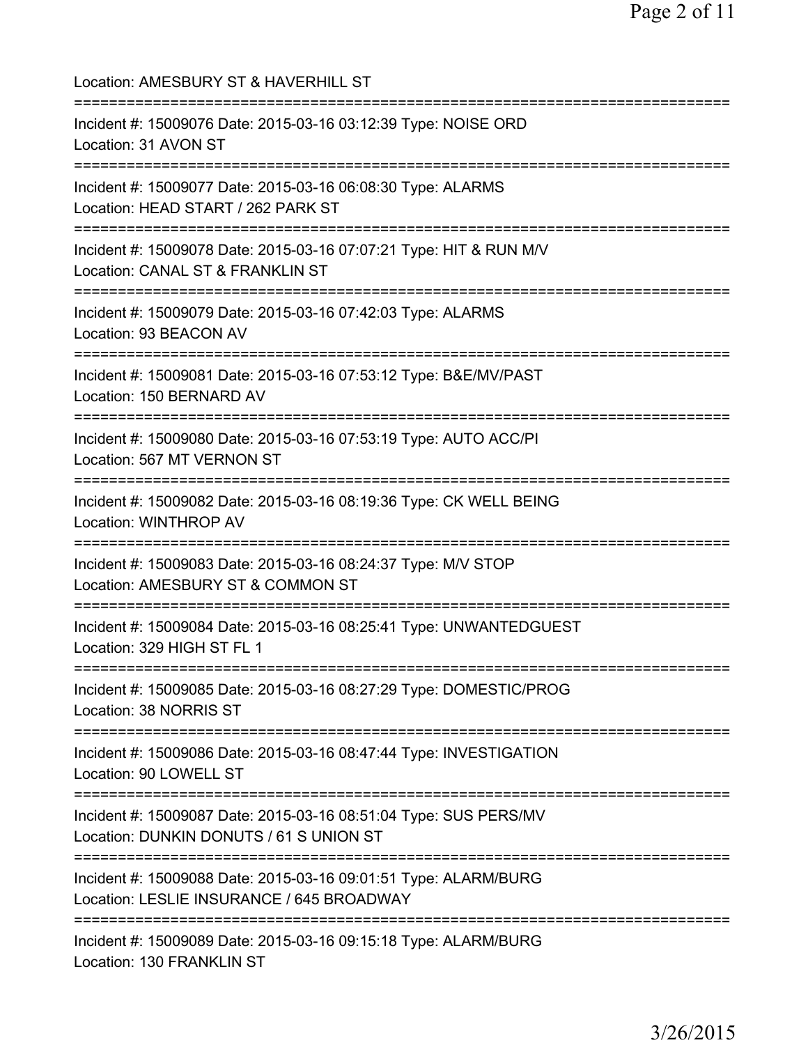Location: AMESBURY ST & HAVERHILL ST

===========================================================================

Incident #: 15009076 Date: 2015-03-16 03:12:39 Type: NOISE ORD
Location: 31 AVON ST

===========================================================================

Incident #: 15009077 Date: 2015-03-16 06:08:30 Type: ALARMS
Location: HEAD START / 262 PARK ST

===========================================================================

Incident #: 15009078 Date: 2015-03-16 07:07:21 Type: HIT & RUN M/V
Location: CANAL ST & FRANKLIN ST

===========================================================================

Incident #: 15009079 Date: 2015-03-16 07:42:03 Type: ALARMS
Location: 93 BEACON AV

===========================================================================

Incident #: 15009081 Date: 2015-03-16 07:53:12 Type: B&E/MV/PAST
Location: 150 BERNARD AV

===========================================================================

Incident #: 15009080 Date: 2015-03-16 07:53:19 Type: AUTO ACC/PI
Location: 567 MT VERNON ST

===========================================================================

Incident #: 15009082 Date: 2015-03-16 08:19:36 Type: CK WELL BEING
Location: WINTHROP AV

===========================================================================

Incident #: 15009083 Date: 2015-03-16 08:24:37 Type: M/V STOP
Location: AMESBURY ST & COMMON ST

===========================================================================

Incident #: 15009084 Date: 2015-03-16 08:25:41 Type: UNWANTEDGUEST
Location: 329 HIGH ST FL 1

===========================================================================

Incident #: 15009085 Date: 2015-03-16 08:27:29 Type: DOMESTIC/PROG
Location: 38 NORRIS ST

===========================================================================

Incident #: 15009086 Date: 2015-03-16 08:47:44 Type: INVESTIGATION
Location: 90 LOWELL ST

===========================================================================

Incident #: 15009087 Date: 2015-03-16 08:51:04 Type: SUS PERS/MV
Location: DUNKIN DONUTS / 61 S UNION ST

===========================================================================

Incident #: 15009088 Date: 2015-03-16 09:01:51 Type: ALARM/BURG
Location: LESLIE INSURANCE / 645 BROADWAY

===========================================================================

Incident #: 15009089 Date: 2015-03-16 09:15:18 Type: ALARM/BURG
Location: 130 FRANKLIN ST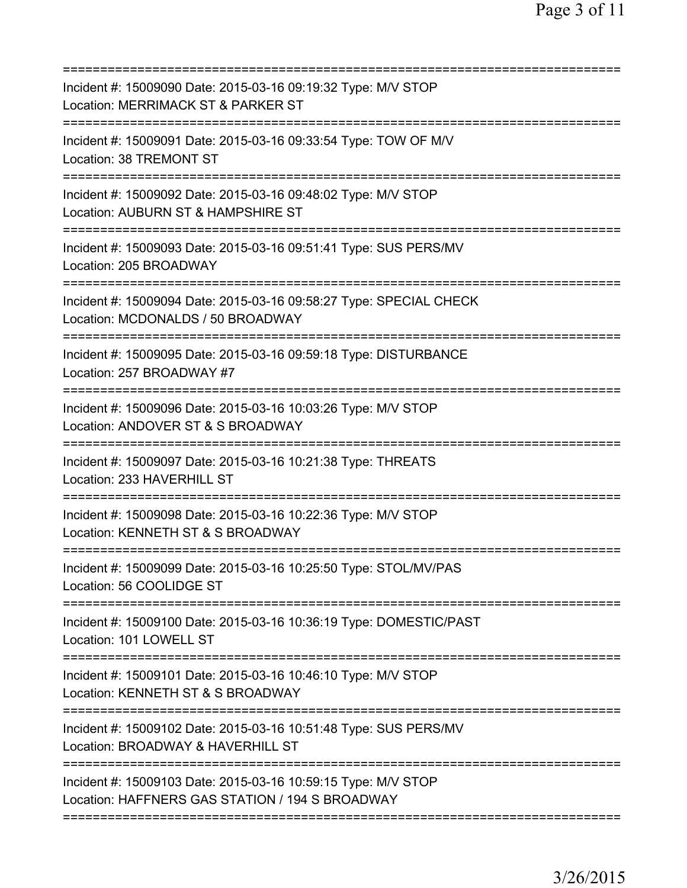==============================================================================
Incident #: 15009090 Date: 2015-03-16 09:19:32 Type: M/V STOP
Location: MERRIMACK ST & PARKER ST
==============================================================================
Incident #: 15009091 Date: 2015-03-16 09:33:54 Type: TOW OF M/V
Location: 38 TREMONT ST
==============================================================================
Incident #: 15009092 Date: 2015-03-16 09:48:02 Type: M/V STOP
Location: AUBURN ST & HAMPSHIRE ST
==============================================================================
Incident #: 15009093 Date: 2015-03-16 09:51:41 Type: SUS PERS/MV
Location: 205 BROADWAY
==============================================================================
Incident #: 15009094 Date: 2015-03-16 09:58:27 Type: SPECIAL CHECK
Location: MCDONALDS / 50 BROADWAY
==============================================================================
Incident #: 15009095 Date: 2015-03-16 09:59:18 Type: DISTURBANCE
Location: 257 BROADWAY #7
==============================================================================
Incident #: 15009096 Date: 2015-03-16 10:03:26 Type: M/V STOP
Location: ANDOVER ST & S BROADWAY
==============================================================================
Incident #: 15009097 Date: 2015-03-16 10:21:38 Type: THREATS
Location: 233 HAVERHILL ST
==============================================================================
Incident #: 15009098 Date: 2015-03-16 10:22:36 Type: M/V STOP
Location: KENNETH ST & S BROADWAY
==============================================================================
Incident #: 15009099 Date: 2015-03-16 10:25:50 Type: STOL/MV/PAS
Location: 56 COOLIDGE ST
==============================================================================
Incident #: 15009100 Date: 2015-03-16 10:36:19 Type: DOMESTIC/PAST
Location: 101 LOWELL ST
==============================================================================
Incident #: 15009101 Date: 2015-03-16 10:46:10 Type: M/V STOP
Location: KENNETH ST & S BROADWAY
==============================================================================
Incident #: 15009102 Date: 2015-03-16 10:51:48 Type: SUS PERS/MV
Location: BROADWAY & HAVERHILL ST
==============================================================================
Incident #: 15009103 Date: 2015-03-16 10:59:15 Type: M/V STOP
Location: HAFFNERS GAS STATION / 194 S BROADWAY
==============================================================================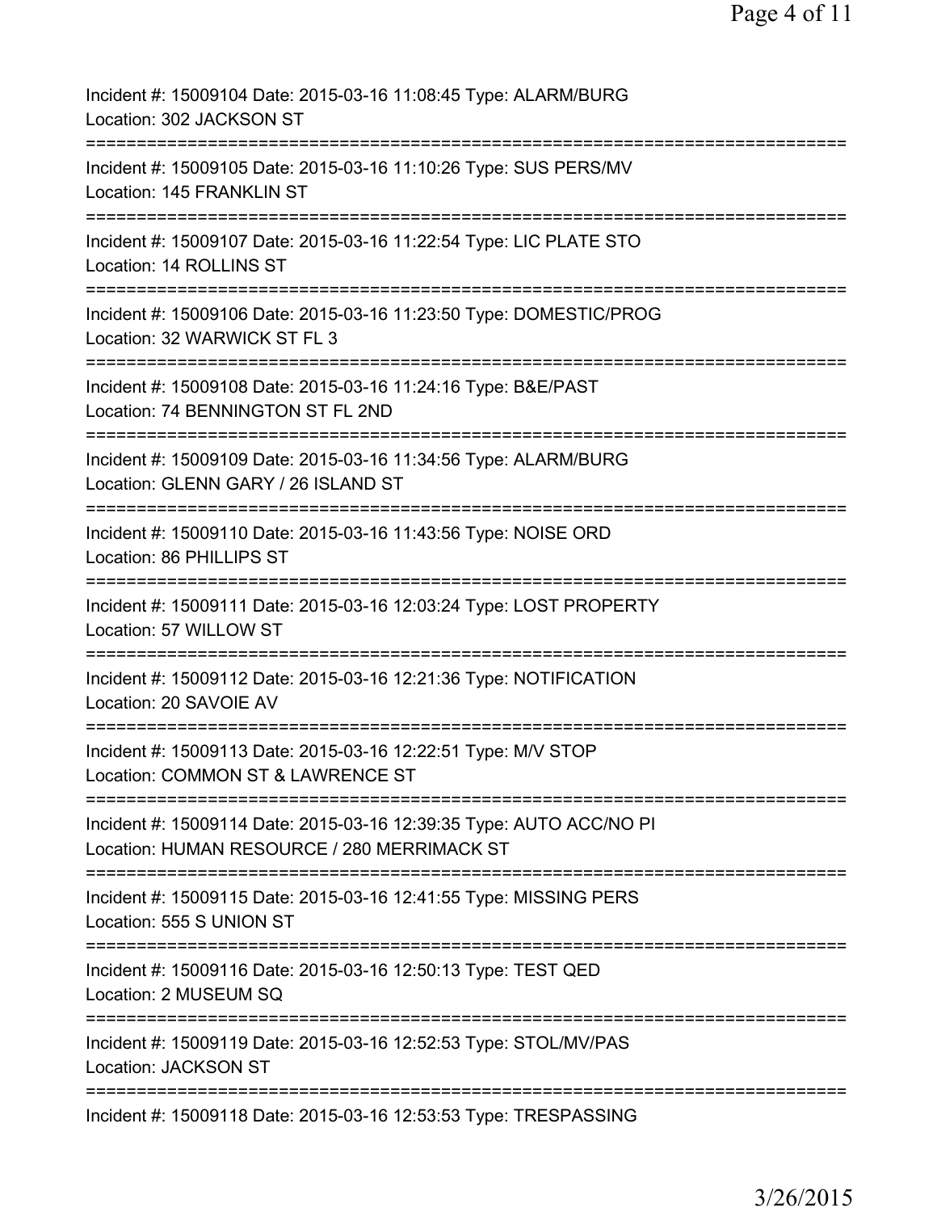Incident #: 15009104 Date: 2015-03-16 11:08:45 Type: ALARM/BURG
Location: 302 JACKSON ST

===========================================================================

Incident #: 15009105 Date: 2015-03-16 11:10:26 Type: SUS PERS/MV
Location: 145 FRANKLIN ST

===========================================================================

Incident #: 15009107 Date: 2015-03-16 11:22:54 Type: LIC PLATE STO
Location: 14 ROLLINS ST

===========================================================================

Incident #: 15009106 Date: 2015-03-16 11:23:50 Type: DOMESTIC/PROG
Location: 32 WARWICK ST FL 3

===========================================================================

Incident #: 15009108 Date: 2015-03-16 11:24:16 Type: B&E/PAST
Location: 74 BENNINGTON ST FL 2ND

===========================================================================

Incident #: 15009109 Date: 2015-03-16 11:34:56 Type: ALARM/BURG
Location: GLENN GARY / 26 ISLAND ST

===========================================================================

Incident #: 15009110 Date: 2015-03-16 11:43:56 Type: NOISE ORD
Location: 86 PHILLIPS ST

===========================================================================

Incident #: 15009111 Date: 2015-03-16 12:03:24 Type: LOST PROPERTY
Location: 57 WILLOW ST

===========================================================================

Incident #: 15009112 Date: 2015-03-16 12:21:36 Type: NOTIFICATION
Location: 20 SAVOIE AV

===========================================================================

Incident #: 15009113 Date: 2015-03-16 12:22:51 Type: M/V STOP
Location: COMMON ST & LAWRENCE ST

===========================================================================

Incident #: 15009114 Date: 2015-03-16 12:39:35 Type: AUTO ACC/NO PI
Location: HUMAN RESOURCE / 280 MERRIMACK ST

===========================================================================

Incident #: 15009115 Date: 2015-03-16 12:41:55 Type: MISSING PERS
Location: 555 S UNION ST

===========================================================================

Incident #: 15009116 Date: 2015-03-16 12:50:13 Type: TEST QED
Location: 2 MUSEUM SQ

===========================================================================

Incident #: 15009119 Date: 2015-03-16 12:52:53 Type: STOL/MV/PAS
Location: JACKSON ST

===========================================================================

Incident #: 15009118 Date: 2015-03-16 12:53:53 Type: TRESPASSING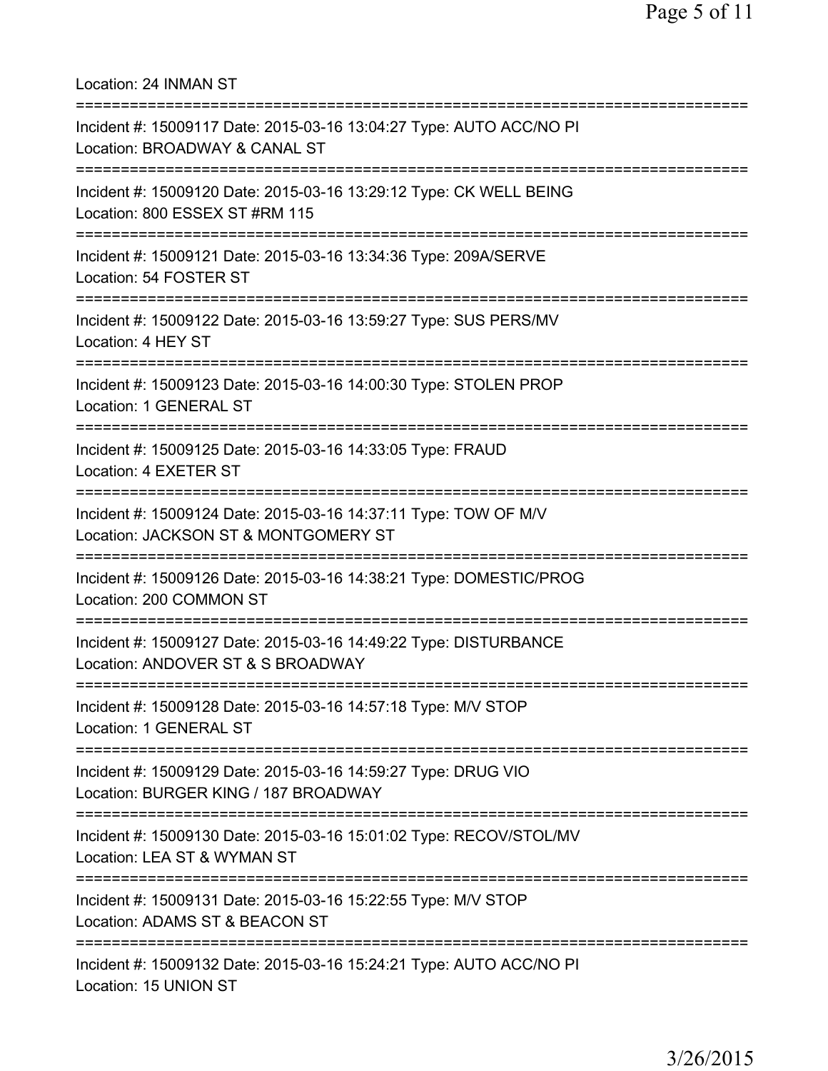Location: 24 INMAN ST

===========================================================================

Incident #: 15009117 Date: 2015-03-16 13:04:27 Type: AUTO ACC/NO PI
Location: BROADWAY & CANAL ST

===========================================================================

Incident #: 15009120 Date: 2015-03-16 13:29:12 Type: CK WELL BEING
Location: 800 ESSEX ST #RM 115

===========================================================================

Incident #: 15009121 Date: 2015-03-16 13:34:36 Type: 209A/SERVE
Location: 54 FOSTER ST

===========================================================================

Incident #: 15009122 Date: 2015-03-16 13:59:27 Type: SUS PERS/MV
Location: 4 HEY ST

===========================================================================

Incident #: 15009123 Date: 2015-03-16 14:00:30 Type: STOLEN PROP
Location: 1 GENERAL ST

===========================================================================

Incident #: 15009125 Date: 2015-03-16 14:33:05 Type: FRAUD
Location: 4 EXETER ST

===========================================================================

Incident #: 15009124 Date: 2015-03-16 14:37:11 Type: TOW OF M/V
Location: JACKSON ST & MONTGOMERY ST

===========================================================================

Incident #: 15009126 Date: 2015-03-16 14:38:21 Type: DOMESTIC/PROG
Location: 200 COMMON ST

===========================================================================

Incident #: 15009127 Date: 2015-03-16 14:49:22 Type: DISTURBANCE
Location: ANDOVER ST & S BROADWAY

===========================================================================

Incident #: 15009128 Date: 2015-03-16 14:57:18 Type: M/V STOP
Location: 1 GENERAL ST

===========================================================================

Incident #: 15009129 Date: 2015-03-16 14:59:27 Type: DRUG VIO
Location: BURGER KING / 187 BROADWAY

===========================================================================

Incident #: 15009130 Date: 2015-03-16 15:01:02 Type: RECOV/STOL/MV
Location: LEA ST & WYMAN ST

===========================================================================

Incident #: 15009131 Date: 2015-03-16 15:22:55 Type: M/V STOP
Location: ADAMS ST & BEACON ST

===========================================================================

Incident #: 15009132 Date: 2015-03-16 15:24:21 Type: AUTO ACC/NO PI
Location: 15 UNION ST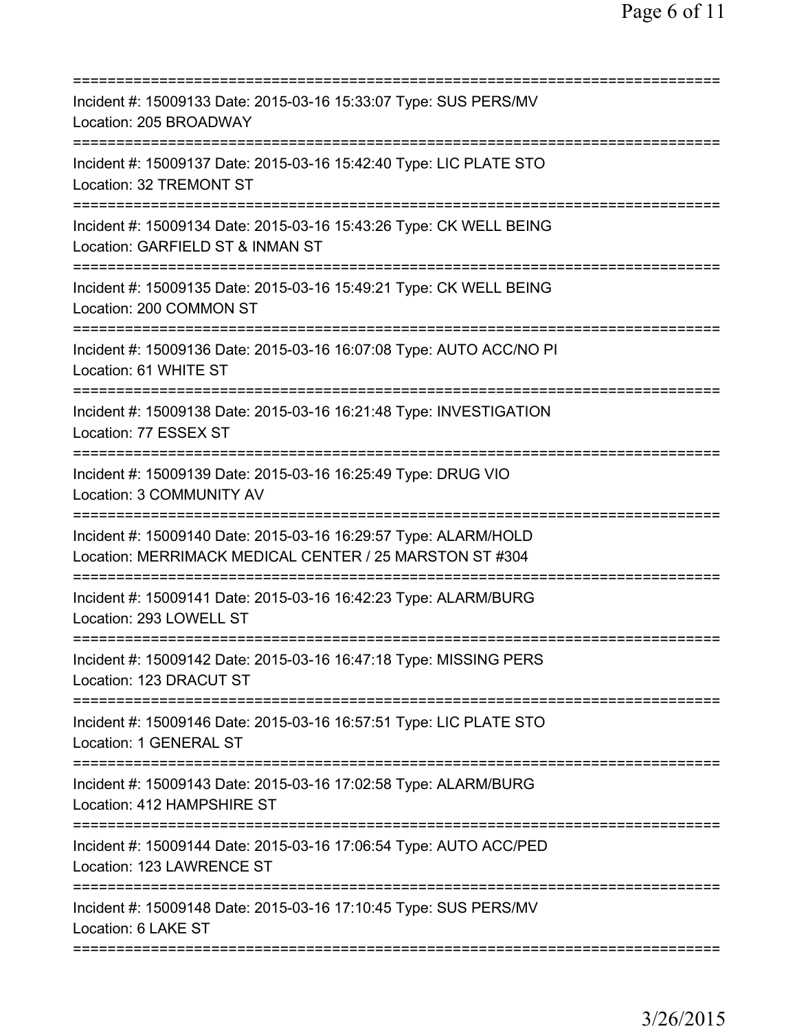===========================================================================
Incident #: 15009133 Date: 2015-03-16 15:33:07 Type: SUS PERS/MV
Location: 205 BROADWAY
===========================================================================
Incident #: 15009137 Date: 2015-03-16 15:42:40 Type: LIC PLATE STO
Location: 32 TREMONT ST
===========================================================================
Incident #: 15009134 Date: 2015-03-16 15:43:26 Type: CK WELL BEING
Location: GARFIELD ST & INMAN ST
===========================================================================
Incident #: 15009135 Date: 2015-03-16 15:49:21 Type: CK WELL BEING
Location: 200 COMMON ST
===========================================================================
Incident #: 15009136 Date: 2015-03-16 16:07:08 Type: AUTO ACC/NO PI
Location: 61 WHITE ST
===========================================================================
Incident #: 15009138 Date: 2015-03-16 16:21:48 Type: INVESTIGATION
Location: 77 ESSEX ST
===========================================================================
Incident #: 15009139 Date: 2015-03-16 16:25:49 Type: DRUG VIO
Location: 3 COMMUNITY AV
===========================================================================
Incident #: 15009140 Date: 2015-03-16 16:29:57 Type: ALARM/HOLD
Location: MERRIMACK MEDICAL CENTER / 25 MARSTON ST #304
===========================================================================
Incident #: 15009141 Date: 2015-03-16 16:42:23 Type: ALARM/BURG
Location: 293 LOWELL ST
===========================================================================
Incident #: 15009142 Date: 2015-03-16 16:47:18 Type: MISSING PERS
Location: 123 DRACUT ST
===========================================================================
Incident #: 15009146 Date: 2015-03-16 16:57:51 Type: LIC PLATE STO
Location: 1 GENERAL ST
===========================================================================
Incident #: 15009143 Date: 2015-03-16 17:02:58 Type: ALARM/BURG
Location: 412 HAMPSHIRE ST
===========================================================================
Incident #: 15009144 Date: 2015-03-16 17:06:54 Type: AUTO ACC/PED
Location: 123 LAWRENCE ST
===========================================================================
Incident #: 15009148 Date: 2015-03-16 17:10:45 Type: SUS PERS/MV
Location: 6 LAKE ST
===========================================================================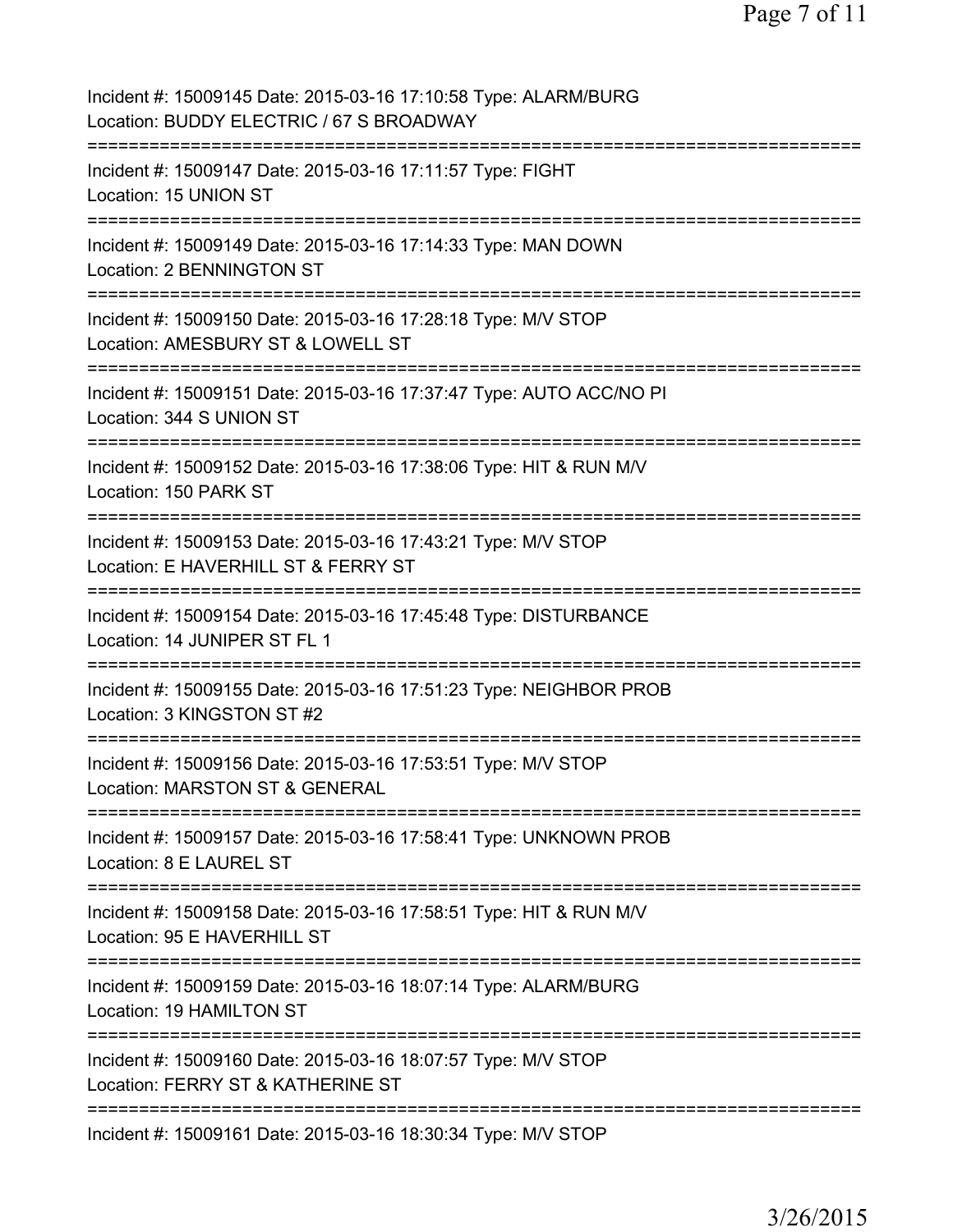Incident #: 15009145 Date: 2015-03-16 17:10:58 Type: ALARM/BURG
Location: BUDDY ELECTRIC / 67 S BROADWAY

===========================================================================

Incident #: 15009147 Date: 2015-03-16 17:11:57 Type: FIGHT
Location: 15 UNION ST

===========================================================================

Incident #: 15009149 Date: 2015-03-16 17:14:33 Type: MAN DOWN
Location: 2 BENNINGTON ST

===========================================================================

Incident #: 15009150 Date: 2015-03-16 17:28:18 Type: M/V STOP
Location: AMESBURY ST & LOWELL ST

===========================================================================

Incident #: 15009151 Date: 2015-03-16 17:37:47 Type: AUTO ACC/NO PI
Location: 344 S UNION ST

===========================================================================

Incident #: 15009152 Date: 2015-03-16 17:38:06 Type: HIT & RUN M/V
Location: 150 PARK ST

===========================================================================

Incident #: 15009153 Date: 2015-03-16 17:43:21 Type: M/V STOP
Location: E HAVERHILL ST & FERRY ST

===========================================================================

Incident #: 15009154 Date: 2015-03-16 17:45:48 Type: DISTURBANCE
Location: 14 JUNIPER ST FL 1

===========================================================================

Incident #: 15009155 Date: 2015-03-16 17:51:23 Type: NEIGHBOR PROB
Location: 3 KINGSTON ST #2

===========================================================================

Incident #: 15009156 Date: 2015-03-16 17:53:51 Type: M/V STOP
Location: MARSTON ST & GENERAL

===========================================================================

Incident #: 15009157 Date: 2015-03-16 17:58:41 Type: UNKNOWN PROB
Location: 8 E LAUREL ST

===========================================================================

Incident #: 15009158 Date: 2015-03-16 17:58:51 Type: HIT & RUN M/V
Location: 95 E HAVERHILL ST

===========================================================================

Incident #: 15009159 Date: 2015-03-16 18:07:14 Type: ALARM/BURG
Location: 19 HAMILTON ST

===========================================================================

Incident #: 15009160 Date: 2015-03-16 18:07:57 Type: M/V STOP
Location: FERRY ST & KATHERINE ST

===========================================================================

Incident #: 15009161 Date: 2015-03-16 18:30:34 Type: M/V STOP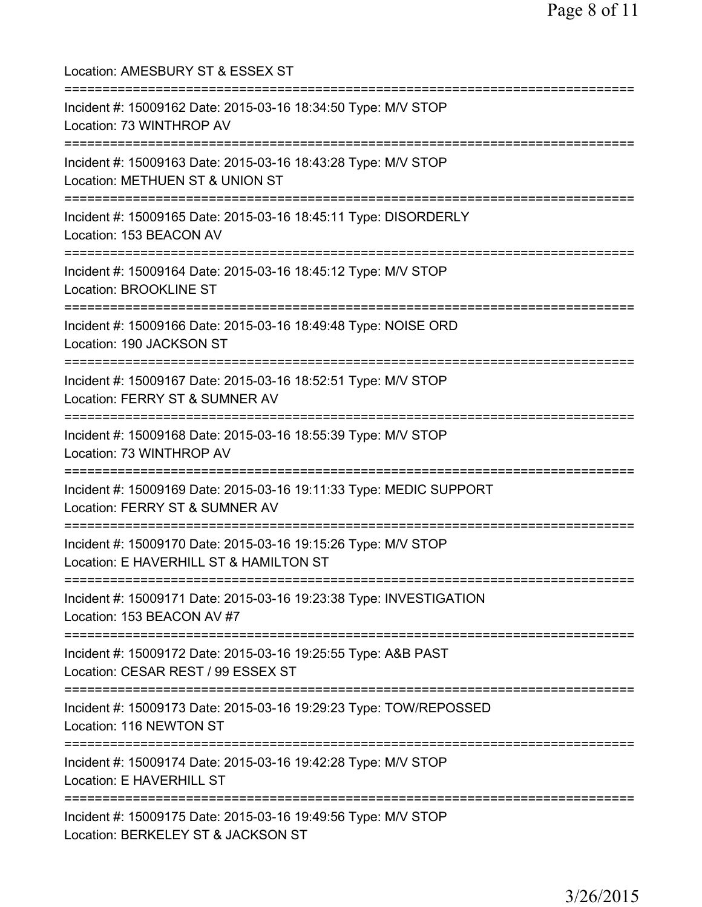Location: AMESBURY ST & ESSEX ST

===========================================================================

Incident #: 15009162 Date: 2015-03-16 18:34:50 Type: M/V STOP
Location: 73 WINTHROP AV

===========================================================================

Incident #: 15009163 Date: 2015-03-16 18:43:28 Type: M/V STOP
Location: METHUEN ST & UNION ST

===========================================================================

Incident #: 15009165 Date: 2015-03-16 18:45:11 Type: DISORDERLY
Location: 153 BEACON AV

===========================================================================

Incident #: 15009164 Date: 2015-03-16 18:45:12 Type: M/V STOP
Location: BROOKLINE ST

===========================================================================

Incident #: 15009166 Date: 2015-03-16 18:49:48 Type: NOISE ORD
Location: 190 JACKSON ST

===========================================================================

Incident #: 15009167 Date: 2015-03-16 18:52:51 Type: M/V STOP
Location: FERRY ST & SUMNER AV

===========================================================================

Incident #: 15009168 Date: 2015-03-16 18:55:39 Type: M/V STOP
Location: 73 WINTHROP AV

===========================================================================

Incident #: 15009169 Date: 2015-03-16 19:11:33 Type: MEDIC SUPPORT
Location: FERRY ST & SUMNER AV

===========================================================================

Incident #: 15009170 Date: 2015-03-16 19:15:26 Type: M/V STOP
Location: E HAVERHILL ST & HAMILTON ST

===========================================================================

Incident #: 15009171 Date: 2015-03-16 19:23:38 Type: INVESTIGATION
Location: 153 BEACON AV #7

===========================================================================

Incident #: 15009172 Date: 2015-03-16 19:25:55 Type: A&B PAST
Location: CESAR REST / 99 ESSEX ST

===========================================================================

Incident #: 15009173 Date: 2015-03-16 19:29:23 Type: TOW/REPOSSED
Location: 116 NEWTON ST

===========================================================================

Incident #: 15009174 Date: 2015-03-16 19:42:28 Type: M/V STOP
Location: E HAVERHILL ST

===========================================================================

Incident #: 15009175 Date: 2015-03-16 19:49:56 Type: M/V STOP
Location: BERKELEY ST & JACKSON ST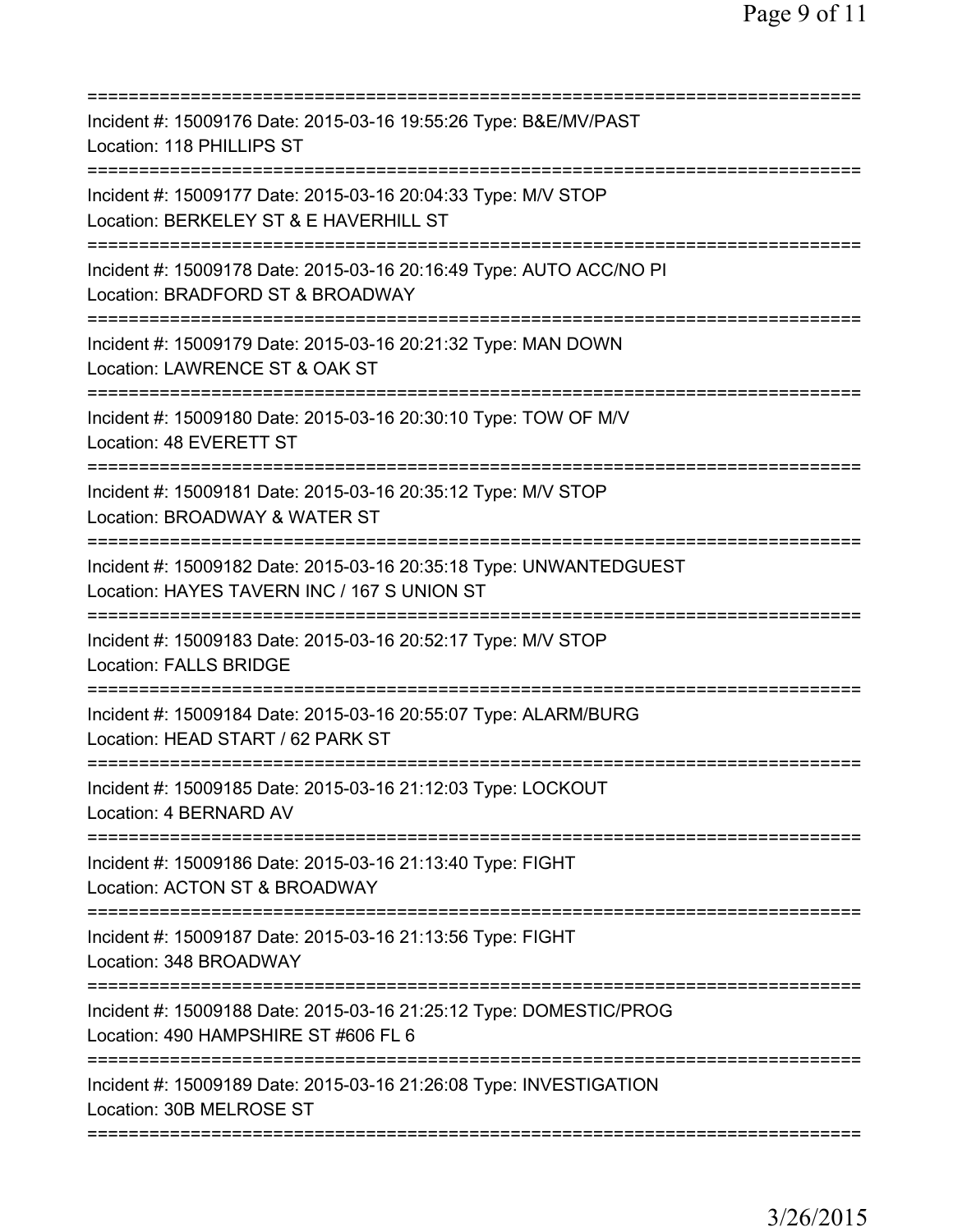===========================================================================
Incident #: 15009176 Date: 2015-03-16 19:55:26 Type: B&E/MV/PAST
Location: 118 PHILLIPS ST
===========================================================================
Incident #: 15009177 Date: 2015-03-16 20:04:33 Type: M/V STOP
Location: BERKELEY ST & E HAVERHILL ST
===========================================================================
Incident #: 15009178 Date: 2015-03-16 20:16:49 Type: AUTO ACC/NO PI
Location: BRADFORD ST & BROADWAY
===========================================================================
Incident #: 15009179 Date: 2015-03-16 20:21:32 Type: MAN DOWN
Location: LAWRENCE ST & OAK ST
===========================================================================
Incident #: 15009180 Date: 2015-03-16 20:30:10 Type: TOW OF M/V
Location: 48 EVERETT ST
===========================================================================
Incident #: 15009181 Date: 2015-03-16 20:35:12 Type: M/V STOP
Location: BROADWAY & WATER ST
===========================================================================
Incident #: 15009182 Date: 2015-03-16 20:35:18 Type: UNWANTEDGUEST
Location: HAYES TAVERN INC / 167 S UNION ST
===========================================================================
Incident #: 15009183 Date: 2015-03-16 20:52:17 Type: M/V STOP
Location: FALLS BRIDGE
===========================================================================
Incident #: 15009184 Date: 2015-03-16 20:55:07 Type: ALARM/BURG
Location: HEAD START / 62 PARK ST
===========================================================================
Incident #: 15009185 Date: 2015-03-16 21:12:03 Type: LOCKOUT
Location: 4 BERNARD AV
===========================================================================
Incident #: 15009186 Date: 2015-03-16 21:13:40 Type: FIGHT
Location: ACTON ST & BROADWAY
===========================================================================
Incident #: 15009187 Date: 2015-03-16 21:13:56 Type: FIGHT
Location: 348 BROADWAY
===========================================================================
Incident #: 15009188 Date: 2015-03-16 21:25:12 Type: DOMESTIC/PROG
Location: 490 HAMPSHIRE ST #606 FL 6
===========================================================================
Incident #: 15009189 Date: 2015-03-16 21:26:08 Type: INVESTIGATION
Location: 30B MELROSE ST
===========================================================================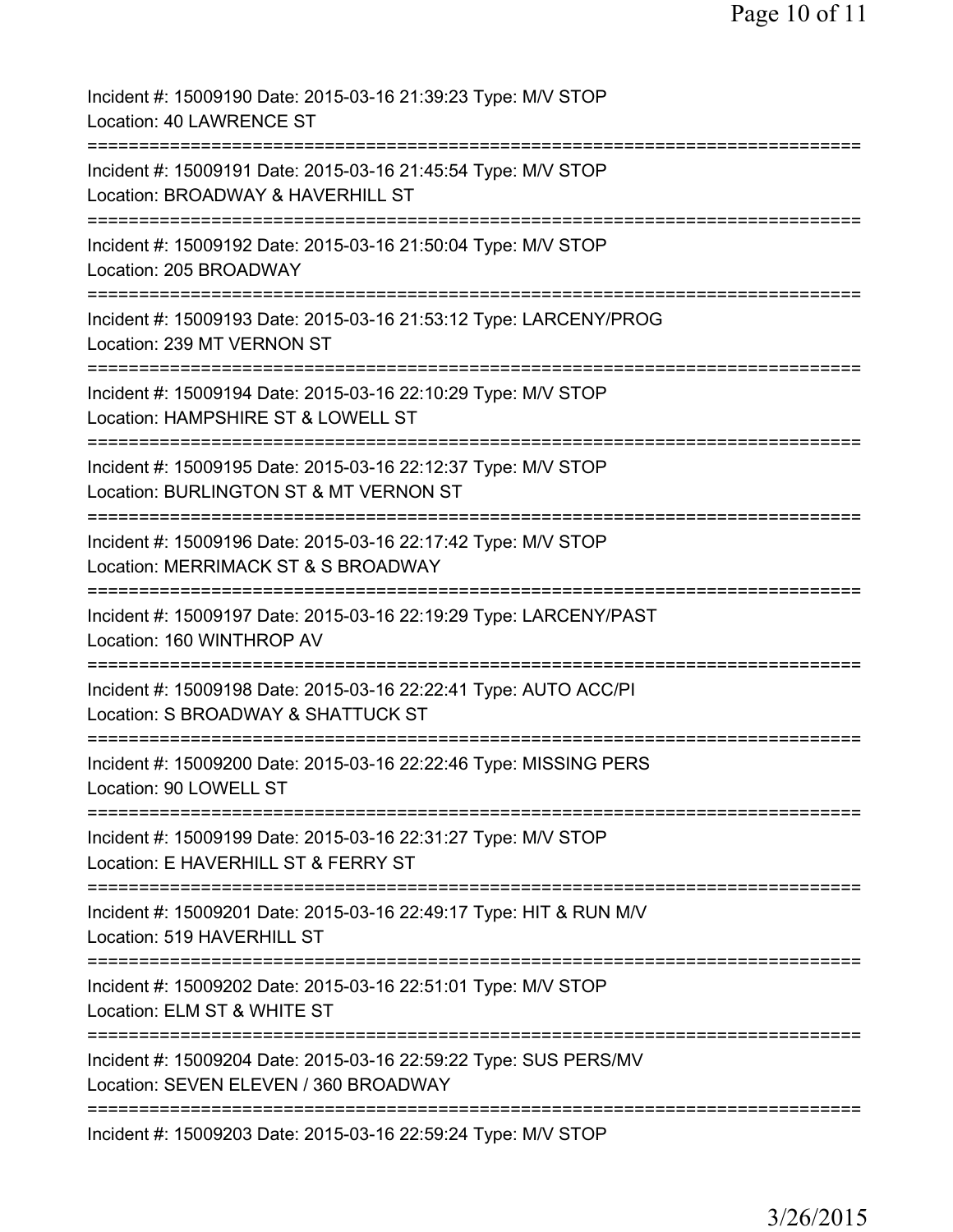Incident #: 15009190 Date: 2015-03-16 21:39:23 Type: M/V STOP
Location: 40 LAWRENCE ST

===========================================================================

Incident #: 15009191 Date: 2015-03-16 21:45:54 Type: M/V STOP
Location: BROADWAY & HAVERHILL ST

===========================================================================

Incident #: 15009192 Date: 2015-03-16 21:50:04 Type: M/V STOP
Location: 205 BROADWAY

===========================================================================

Incident #: 15009193 Date: 2015-03-16 21:53:12 Type: LARCENY/PROG
Location: 239 MT VERNON ST

===========================================================================

Incident #: 15009194 Date: 2015-03-16 22:10:29 Type: M/V STOP
Location: HAMPSHIRE ST & LOWELL ST

===========================================================================

Incident #: 15009195 Date: 2015-03-16 22:12:37 Type: M/V STOP
Location: BURLINGTON ST & MT VERNON ST

===========================================================================

Incident #: 15009196 Date: 2015-03-16 22:17:42 Type: M/V STOP
Location: MERRIMACK ST & S BROADWAY

===========================================================================

Incident #: 15009197 Date: 2015-03-16 22:19:29 Type: LARCENY/PAST
Location: 160 WINTHROP AV

===========================================================================

Incident #: 15009198 Date: 2015-03-16 22:22:41 Type: AUTO ACC/PI
Location: S BROADWAY & SHATTUCK ST

===========================================================================

Incident #: 15009200 Date: 2015-03-16 22:22:46 Type: MISSING PERS
Location: 90 LOWELL ST

===========================================================================

Incident #: 15009199 Date: 2015-03-16 22:31:27 Type: M/V STOP
Location: E HAVERHILL ST & FERRY ST

===========================================================================

Incident #: 15009201 Date: 2015-03-16 22:49:17 Type: HIT & RUN M/V
Location: 519 HAVERHILL ST

===========================================================================

Incident #: 15009202 Date: 2015-03-16 22:51:01 Type: M/V STOP
Location: ELM ST & WHITE ST

===========================================================================

Incident #: 15009204 Date: 2015-03-16 22:59:22 Type: SUS PERS/MV
Location: SEVEN ELEVEN / 360 BROADWAY

===========================================================================

Incident #: 15009203 Date: 2015-03-16 22:59:24 Type: M/V STOP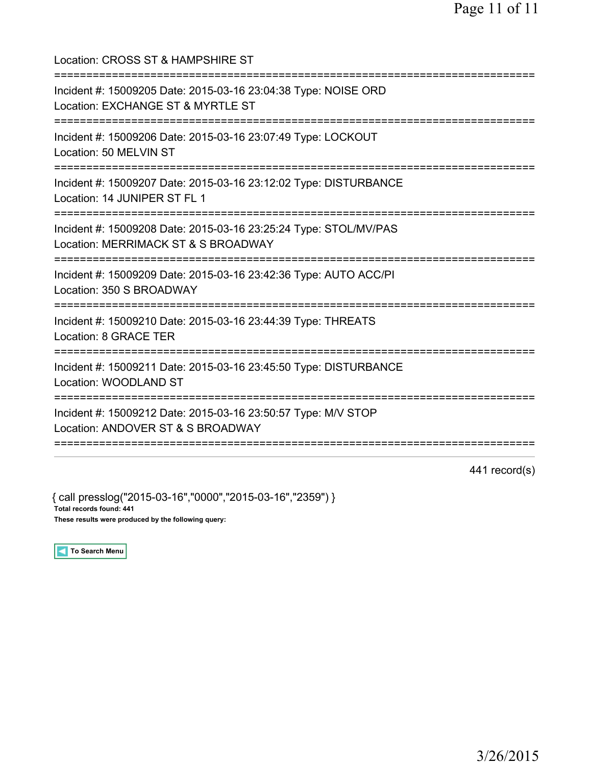Location: CROSS ST & HAMPSHIRE ST

===========================================================================

Incident #: 15009205 Date: 2015-03-16 23:04:38 Type: NOISE ORD
Location: EXCHANGE ST & MYRTLE ST

===========================================================================

Incident #: 15009206 Date: 2015-03-16 23:07:49 Type: LOCKOUT
Location: 50 MELVIN ST

===========================================================================

Incident #: 15009207 Date: 2015-03-16 23:12:02 Type: DISTURBANCE
Location: 14 JUNIPER ST FL 1

===========================================================================

Incident #: 15009208 Date: 2015-03-16 23:25:24 Type: STOL/MV/PAS
Location: MERRIMACK ST & S BROADWAY

===========================================================================

Incident #: 15009209 Date: 2015-03-16 23:42:36 Type: AUTO ACC/PI
Location: 350 S BROADWAY

===========================================================================

Incident #: 15009210 Date: 2015-03-16 23:44:39 Type: THREATS
Location: 8 GRACE TER

===========================================================================

Incident #: 15009211 Date: 2015-03-16 23:45:50 Type: DISTURBANCE
Location: WOODLAND ST

===========================================================================

Incident #: 15009212 Date: 2015-03-16 23:50:57 Type: M/V STOP
Location: ANDOVER ST & S BROADWAY

===========================================================================

441 record(s)

{ call presslog("2015-03-16","0000","2015-03-16","2359") }

**Total records found: 441**

**These results were produced by the following query:**

To Search Menu

3/26/2015